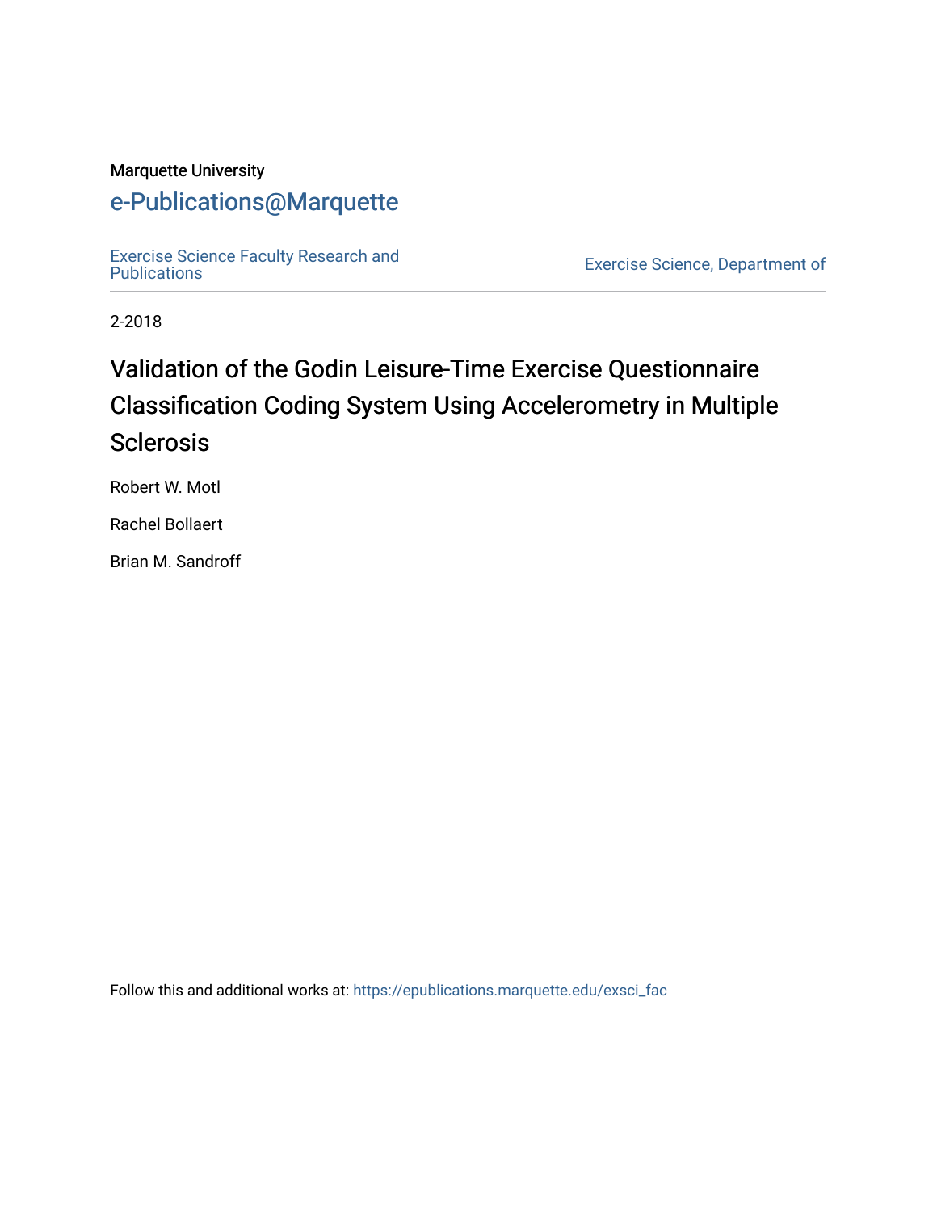Marquette University

# e-Publications@Marquette

Exercise Science Faculty Research and Publications

Exercise Science, Department of

2-2018

## Validation of the Godin Leisure-Time Exercise Questionnaire Classification Coding System Using Accelerometry in Multiple Sclerosis

Robert W. Motl

Rachel Bollaert

Brian M. Sandroff

Follow this and additional works at: https://epublications.marquette.edu/exsci_fac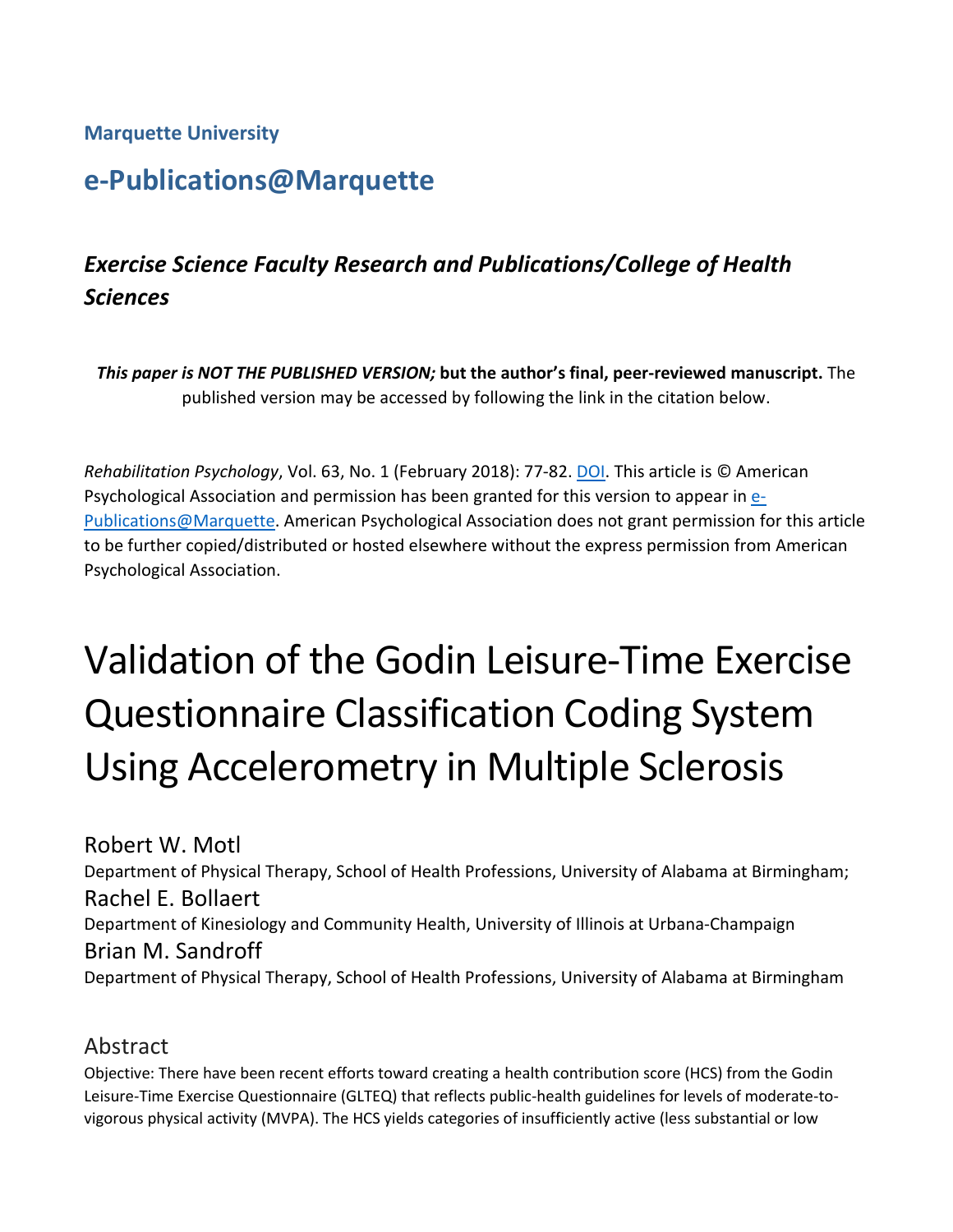Marquette University

## e-Publications@Marquette

### *Exercise Science Faculty Research and Publications/College of Health Sciences*

***This paper is NOT THE PUBLISHED VERSION;* but the author's final, peer-reviewed manuscript.** The published version may be accessed by following the link in the citation below.

*Rehabilitation Psychology*, Vol. 63, No. 1 (February 2018): 77-82. DOI. This article is © American Psychological Association and permission has been granted for this version to appear in e-Publications@Marquette. American Psychological Association does not grant permission for this article to be further copied/distributed or hosted elsewhere without the express permission from American Psychological Association.

# Validation of the Godin Leisure-Time Exercise Questionnaire Classification Coding System Using Accelerometry in Multiple Sclerosis

Robert W. Motl
Department of Physical Therapy, School of Health Professions, University of Alabama at Birmingham;

Rachel E. Bollaert
Department of Kinesiology and Community Health, University of Illinois at Urbana-Champaign

Brian M. Sandroff
Department of Physical Therapy, School of Health Professions, University of Alabama at Birmingham

## Abstract

Objective: There have been recent efforts toward creating a health contribution score (HCS) from the Godin Leisure-Time Exercise Questionnaire (GLTEQ) that reflects public-health guidelines for levels of moderate-to-vigorous physical activity (MVPA). The HCS yields categories of insufficiently active (less substantial or low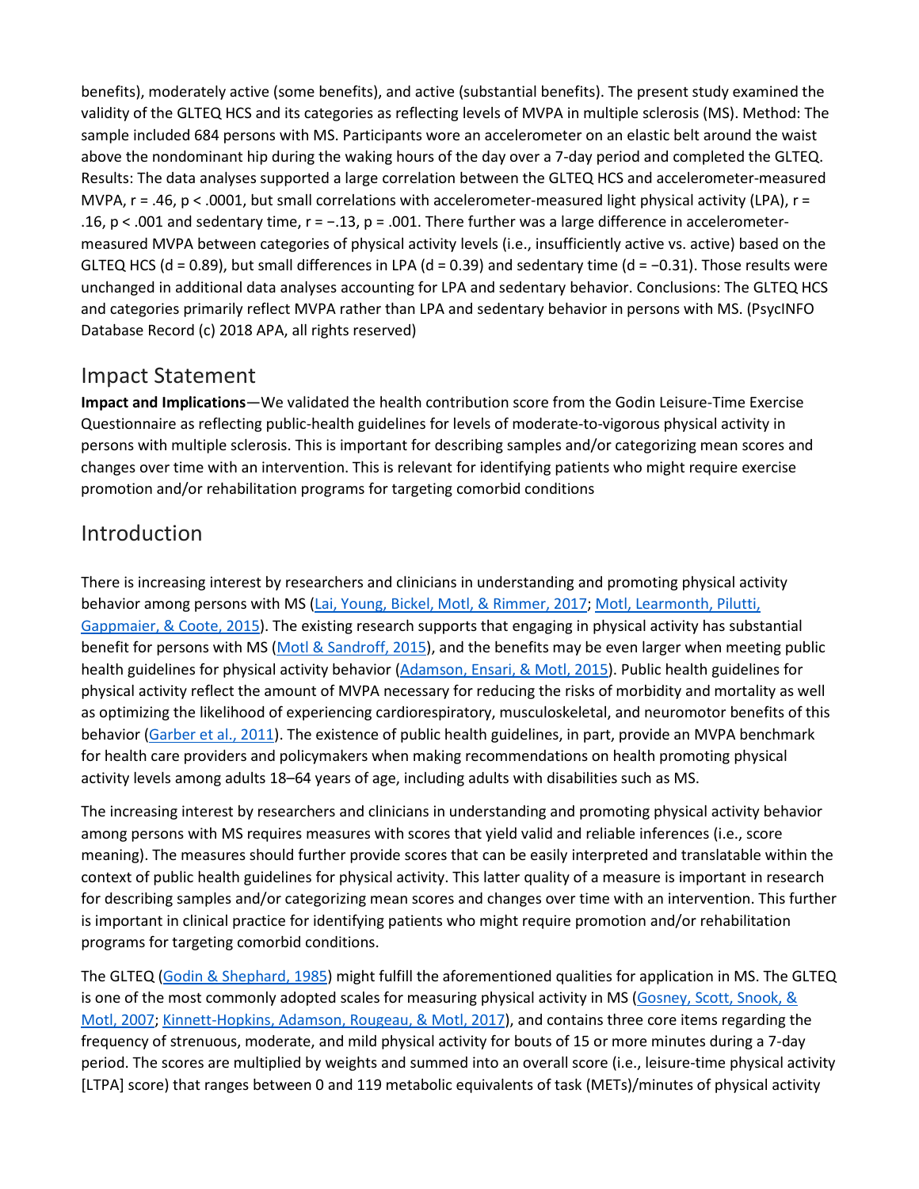benefits), moderately active (some benefits), and active (substantial benefits). The present study examined the validity of the GLTEQ HCS and its categories as reflecting levels of MVPA in multiple sclerosis (MS). Method: The sample included 684 persons with MS. Participants wore an accelerometer on an elastic belt around the waist above the nondominant hip during the waking hours of the day over a 7-day period and completed the GLTEQ. Results: The data analyses supported a large correlation between the GLTEQ HCS and accelerometer-measured MVPA, $r = .46$, $p < .0001$, but small correlations with accelerometer-measured light physical activity (LPA), $r = .16$, $p < .001$ and sedentary time, $r = -.13$, $p = .001$. There further was a large difference in accelerometer-measured MVPA between categories of physical activity levels (i.e., insufficiently active vs. active) based on the GLTEQ HCS ($d = 0.89$), but small differences in LPA ($d = 0.39$) and sedentary time ($d = -0.31$). Those results were unchanged in additional data analyses accounting for LPA and sedentary behavior. Conclusions: The GLTEQ HCS and categories primarily reflect MVPA rather than LPA and sedentary behavior in persons with MS. (PsycINFO Database Record (c) 2018 APA, all rights reserved)

## Impact Statement

**Impact and Implications**—We validated the health contribution score from the Godin Leisure-Time Exercise Questionnaire as reflecting public-health guidelines for levels of moderate-to-vigorous physical activity in persons with multiple sclerosis. This is important for describing samples and/or categorizing mean scores and changes over time with an intervention. This is relevant for identifying patients who might require exercise promotion and/or rehabilitation programs for targeting comorbid conditions

## Introduction

There is increasing interest by researchers and clinicians in understanding and promoting physical activity behavior among persons with MS (Lai, Young, Bickel, Motl, & Rimmer, 2017; Motl, Learmonth, Pilutti, Gappmaier, & Coote, 2015). The existing research supports that engaging in physical activity has substantial benefit for persons with MS (Motl & Sandroff, 2015), and the benefits may be even larger when meeting public health guidelines for physical activity behavior (Adamson, Ensari, & Motl, 2015). Public health guidelines for physical activity reflect the amount of MVPA necessary for reducing the risks of morbidity and mortality as well as optimizing the likelihood of experiencing cardiorespiratory, musculoskeletal, and neuromotor benefits of this behavior (Garber et al., 2011). The existence of public health guidelines, in part, provide an MVPA benchmark for health care providers and policymakers when making recommendations on health promoting physical activity levels among adults 18–64 years of age, including adults with disabilities such as MS.

The increasing interest by researchers and clinicians in understanding and promoting physical activity behavior among persons with MS requires measures with scores that yield valid and reliable inferences (i.e., score meaning). The measures should further provide scores that can be easily interpreted and translatable within the context of public health guidelines for physical activity. This latter quality of a measure is important in research for describing samples and/or categorizing mean scores and changes over time with an intervention. This further is important in clinical practice for identifying patients who might require promotion and/or rehabilitation programs for targeting comorbid conditions.

The GLTEQ (Godin & Shephard, 1985) might fulfill the aforementioned qualities for application in MS. The GLTEQ is one of the most commonly adopted scales for measuring physical activity in MS (Gosney, Scott, Snook, & Motl, 2007; Kinnett-Hopkins, Adamson, Rougeau, & Motl, 2017), and contains three core items regarding the frequency of strenuous, moderate, and mild physical activity for bouts of 15 or more minutes during a 7-day period. The scores are multiplied by weights and summed into an overall score (i.e., leisure-time physical activity [LTPA] score) that ranges between 0 and 119 metabolic equivalents of task (METs)/minutes of physical activity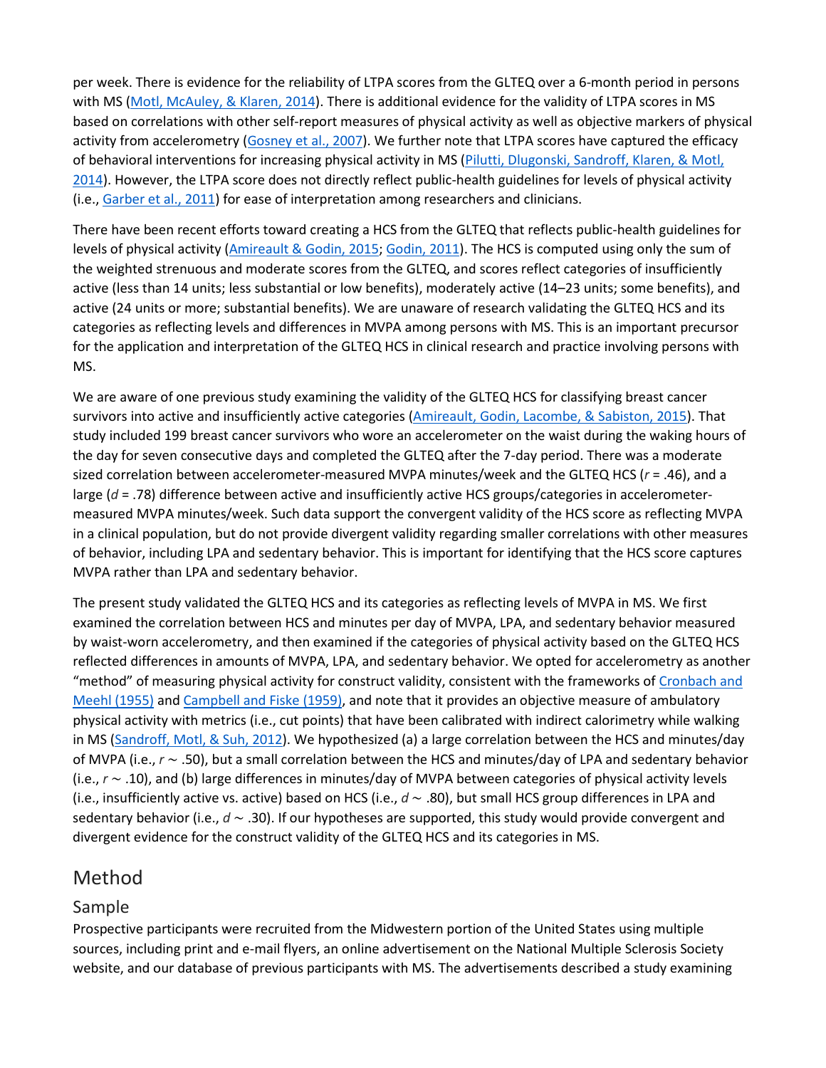per week. There is evidence for the reliability of LTPA scores from the GLTEQ over a 6-month period in persons with MS (Motl, McAuley, & Klaren, 2014). There is additional evidence for the validity of LTPA scores in MS based on correlations with other self-report measures of physical activity as well as objective markers of physical activity from accelerometry (Gosney et al., 2007). We further note that LTPA scores have captured the efficacy of behavioral interventions for increasing physical activity in MS (Pilutti, Dlugonski, Sandroff, Klaren, & Motl, 2014). However, the LTPA score does not directly reflect public-health guidelines for levels of physical activity (i.e., Garber et al., 2011) for ease of interpretation among researchers and clinicians.

There have been recent efforts toward creating a HCS from the GLTEQ that reflects public-health guidelines for levels of physical activity (Amireault & Godin, 2015; Godin, 2011). The HCS is computed using only the sum of the weighted strenuous and moderate scores from the GLTEQ, and scores reflect categories of insufficiently active (less than 14 units; less substantial or low benefits), moderately active (14–23 units; some benefits), and active (24 units or more; substantial benefits). We are unaware of research validating the GLTEQ HCS and its categories as reflecting levels and differences in MVPA among persons with MS. This is an important precursor for the application and interpretation of the GLTEQ HCS in clinical research and practice involving persons with MS.

We are aware of one previous study examining the validity of the GLTEQ HCS for classifying breast cancer survivors into active and insufficiently active categories (Amireault, Godin, Lacombe, & Sabiston, 2015). That study included 199 breast cancer survivors who wore an accelerometer on the waist during the waking hours of the day for seven consecutive days and completed the GLTEQ after the 7-day period. There was a moderate sized correlation between accelerometer-measured MVPA minutes/week and the GLTEQ HCS ($r$ = .46), and a large ($d$ = .78) difference between active and insufficiently active HCS groups/categories in accelerometer-measured MVPA minutes/week. Such data support the convergent validity of the HCS score as reflecting MVPA in a clinical population, but do not provide divergent validity regarding smaller correlations with other measures of behavior, including LPA and sedentary behavior. This is important for identifying that the HCS score captures MVPA rather than LPA and sedentary behavior.

The present study validated the GLTEQ HCS and its categories as reflecting levels of MVPA in MS. We first examined the correlation between HCS and minutes per day of MVPA, LPA, and sedentary behavior measured by waist-worn accelerometry, and then examined if the categories of physical activity based on the GLTEQ HCS reflected differences in amounts of MVPA, LPA, and sedentary behavior. We opted for accelerometry as another "method" of measuring physical activity for construct validity, consistent with the frameworks of Cronbach and Meehl (1955) and Campbell and Fiske (1959), and note that it provides an objective measure of ambulatory physical activity with metrics (i.e., cut points) that have been calibrated with indirect calorimetry while walking in MS (Sandroff, Motl, & Suh, 2012). We hypothesized (a) a large correlation between the HCS and minutes/day of MVPA (i.e., $r \sim .50$), but a small correlation between the HCS and minutes/day of LPA and sedentary behavior (i.e., $r \sim .10$), and (b) large differences in minutes/day of MVPA between categories of physical activity levels (i.e., insufficiently active vs. active) based on HCS (i.e., $d \sim .80$), but small HCS group differences in LPA and sedentary behavior (i.e., $d \sim .30$). If our hypotheses are supported, this study would provide convergent and divergent evidence for the construct validity of the GLTEQ HCS and its categories in MS.

# Method

## Sample

Prospective participants were recruited from the Midwestern portion of the United States using multiple sources, including print and e-mail flyers, an online advertisement on the National Multiple Sclerosis Society website, and our database of previous participants with MS. The advertisements described a study examining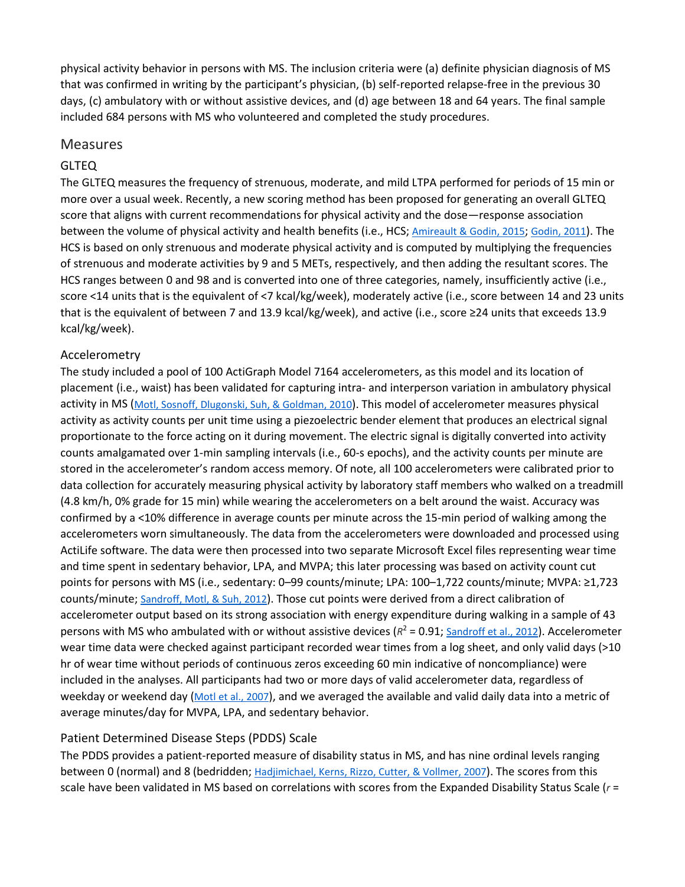physical activity behavior in persons with MS. The inclusion criteria were (a) definite physician diagnosis of MS that was confirmed in writing by the participant's physician, (b) self-reported relapse-free in the previous 30 days, (c) ambulatory with or without assistive devices, and (d) age between 18 and 64 years. The final sample included 684 persons with MS who volunteered and completed the study procedures.

## Measures

### GLTEQ

The GLTEQ measures the frequency of strenuous, moderate, and mild LTPA performed for periods of 15 min or more over a usual week. Recently, a new scoring method has been proposed for generating an overall GLTEQ score that aligns with current recommendations for physical activity and the dose—response association between the volume of physical activity and health benefits (i.e., HCS; Amireault & Godin, 2015; Godin, 2011). The HCS is based on only strenuous and moderate physical activity and is computed by multiplying the frequencies of strenuous and moderate activities by 9 and 5 METs, respectively, and then adding the resultant scores. The HCS ranges between 0 and 98 and is converted into one of three categories, namely, insufficiently active (i.e., score <14 units that is the equivalent of <7 kcal/kg/week), moderately active (i.e., score between 14 and 23 units that is the equivalent of between 7 and 13.9 kcal/kg/week), and active (i.e., score ≥24 units that exceeds 13.9 kcal/kg/week).

### Accelerometry

The study included a pool of 100 ActiGraph Model 7164 accelerometers, as this model and its location of placement (i.e., waist) has been validated for capturing intra- and interperson variation in ambulatory physical activity in MS (Motl, Sosnoff, Dlugonski, Suh, & Goldman, 2010). This model of accelerometer measures physical activity as activity counts per unit time using a piezoelectric bender element that produces an electrical signal proportionate to the force acting on it during movement. The electric signal is digitally converted into activity counts amalgamated over 1-min sampling intervals (i.e., 60-s epochs), and the activity counts per minute are stored in the accelerometer's random access memory. Of note, all 100 accelerometers were calibrated prior to data collection for accurately measuring physical activity by laboratory staff members who walked on a treadmill (4.8 km/h, 0% grade for 15 min) while wearing the accelerometers on a belt around the waist. Accuracy was confirmed by a <10% difference in average counts per minute across the 15-min period of walking among the accelerometers worn simultaneously. The data from the accelerometers were downloaded and processed using ActiLife software. The data were then processed into two separate Microsoft Excel files representing wear time and time spent in sedentary behavior, LPA, and MVPA; this later processing was based on activity count cut points for persons with MS (i.e., sedentary: 0–99 counts/minute; LPA: 100–1,722 counts/minute; MVPA: ≥1,723 counts/minute; Sandroff, Motl, & Suh, 2012). Those cut points were derived from a direct calibration of accelerometer output based on its strong association with energy expenditure during walking in a sample of 43 persons with MS who ambulated with or without assistive devices ($R^2$ = 0.91; Sandroff et al., 2012). Accelerometer wear time data were checked against participant recorded wear times from a log sheet, and only valid days (>10 hr of wear time without periods of continuous zeros exceeding 60 min indicative of noncompliance) were included in the analyses. All participants had two or more days of valid accelerometer data, regardless of weekday or weekend day (Motl et al., 2007), and we averaged the available and valid daily data into a metric of average minutes/day for MVPA, LPA, and sedentary behavior.

### Patient Determined Disease Steps (PDDS) Scale

The PDDS provides a patient-reported measure of disability status in MS, and has nine ordinal levels ranging between 0 (normal) and 8 (bedridden; Hadjimichael, Kerns, Rizzo, Cutter, & Vollmer, 2007). The scores from this scale have been validated in MS based on correlations with scores from the Expanded Disability Status Scale ($r$ =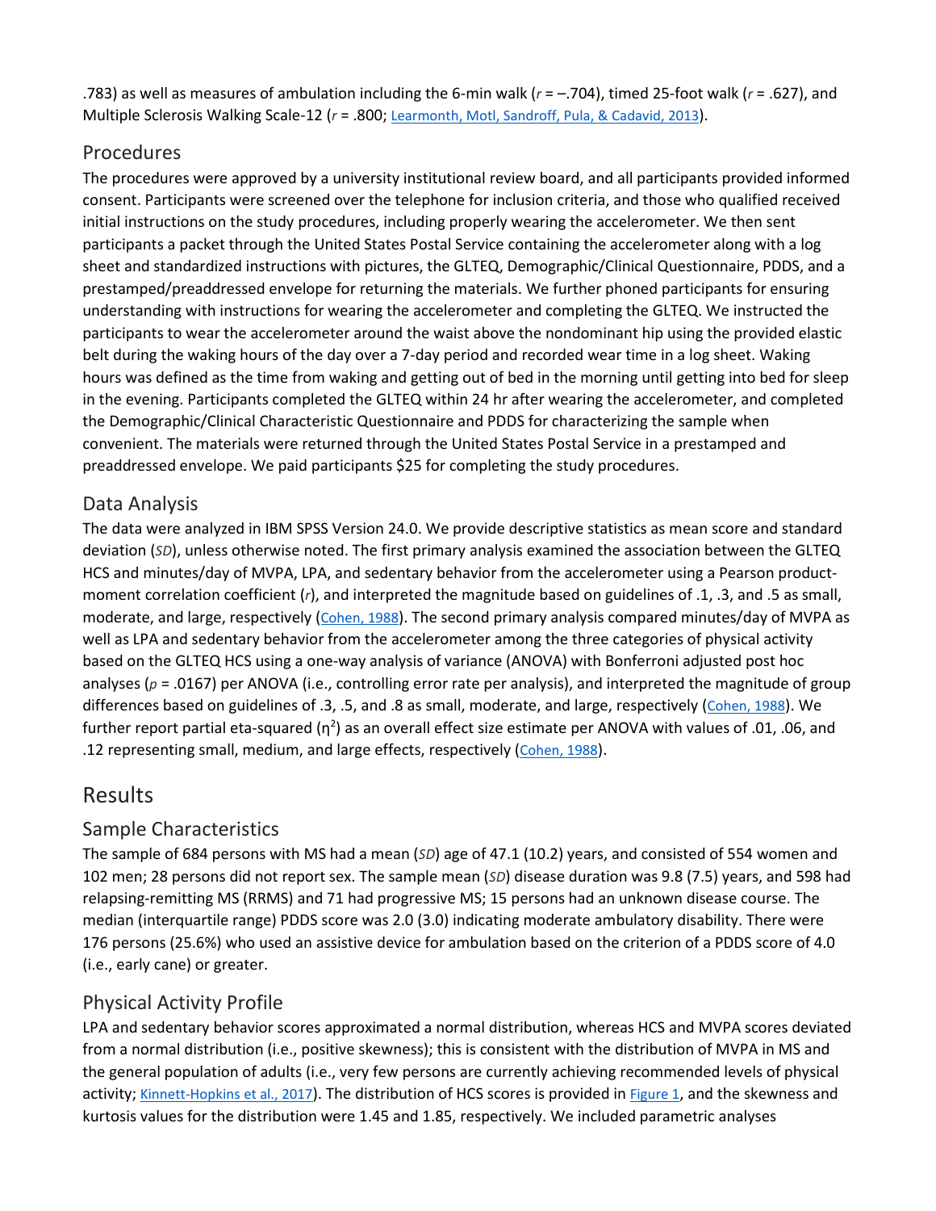.783) as well as measures of ambulation including the 6-min walk ($r$ = –.704), timed 25-foot walk ($r$ = .627), and Multiple Sclerosis Walking Scale-12 ($r$ = .800; Learmonth, Motl, Sandroff, Pula, & Cadavid, 2013).

## Procedures

The procedures were approved by a university institutional review board, and all participants provided informed consent. Participants were screened over the telephone for inclusion criteria, and those who qualified received initial instructions on the study procedures, including properly wearing the accelerometer. We then sent participants a packet through the United States Postal Service containing the accelerometer along with a log sheet and standardized instructions with pictures, the GLTEQ, Demographic/Clinical Questionnaire, PDDS, and a prestamped/preaddressed envelope for returning the materials. We further phoned participants for ensuring understanding with instructions for wearing the accelerometer and completing the GLTEQ. We instructed the participants to wear the accelerometer around the waist above the nondominant hip using the provided elastic belt during the waking hours of the day over a 7-day period and recorded wear time in a log sheet. Waking hours was defined as the time from waking and getting out of bed in the morning until getting into bed for sleep in the evening. Participants completed the GLTEQ within 24 hr after wearing the accelerometer, and completed the Demographic/Clinical Characteristic Questionnaire and PDDS for characterizing the sample when convenient. The materials were returned through the United States Postal Service in a prestamped and preaddressed envelope. We paid participants $25 for completing the study procedures.

## Data Analysis

The data were analyzed in IBM SPSS Version 24.0. We provide descriptive statistics as mean score and standard deviation (*SD*), unless otherwise noted. The first primary analysis examined the association between the GLTEQ HCS and minutes/day of MVPA, LPA, and sedentary behavior from the accelerometer using a Pearson product-moment correlation coefficient ($r$), and interpreted the magnitude based on guidelines of .1, .3, and .5 as small, moderate, and large, respectively (Cohen, 1988). The second primary analysis compared minutes/day of MVPA as well as LPA and sedentary behavior from the accelerometer among the three categories of physical activity based on the GLTEQ HCS using a one-way analysis of variance (ANOVA) with Bonferroni adjusted post hoc analyses ($p$ = .0167) per ANOVA (i.e., controlling error rate per analysis), and interpreted the magnitude of group differences based on guidelines of .3, .5, and .8 as small, moderate, and large, respectively (Cohen, 1988). We further report partial eta-squared ($\eta^2$) as an overall effect size estimate per ANOVA with values of .01, .06, and .12 representing small, medium, and large effects, respectively (Cohen, 1988).

# Results

## Sample Characteristics

The sample of 684 persons with MS had a mean (*SD*) age of 47.1 (10.2) years, and consisted of 554 women and 102 men; 28 persons did not report sex. The sample mean (*SD*) disease duration was 9.8 (7.5) years, and 598 had relapsing-remitting MS (RRMS) and 71 had progressive MS; 15 persons had an unknown disease course. The median (interquartile range) PDDS score was 2.0 (3.0) indicating moderate ambulatory disability. There were 176 persons (25.6%) who used an assistive device for ambulation based on the criterion of a PDDS score of 4.0 (i.e., early cane) or greater.

## Physical Activity Profile

LPA and sedentary behavior scores approximated a normal distribution, whereas HCS and MVPA scores deviated from a normal distribution (i.e., positive skewness); this is consistent with the distribution of MVPA in MS and the general population of adults (i.e., very few persons are currently achieving recommended levels of physical activity; Kinnett-Hopkins et al., 2017). The distribution of HCS scores is provided in Figure 1, and the skewness and kurtosis values for the distribution were 1.45 and 1.85, respectively. We included parametric analyses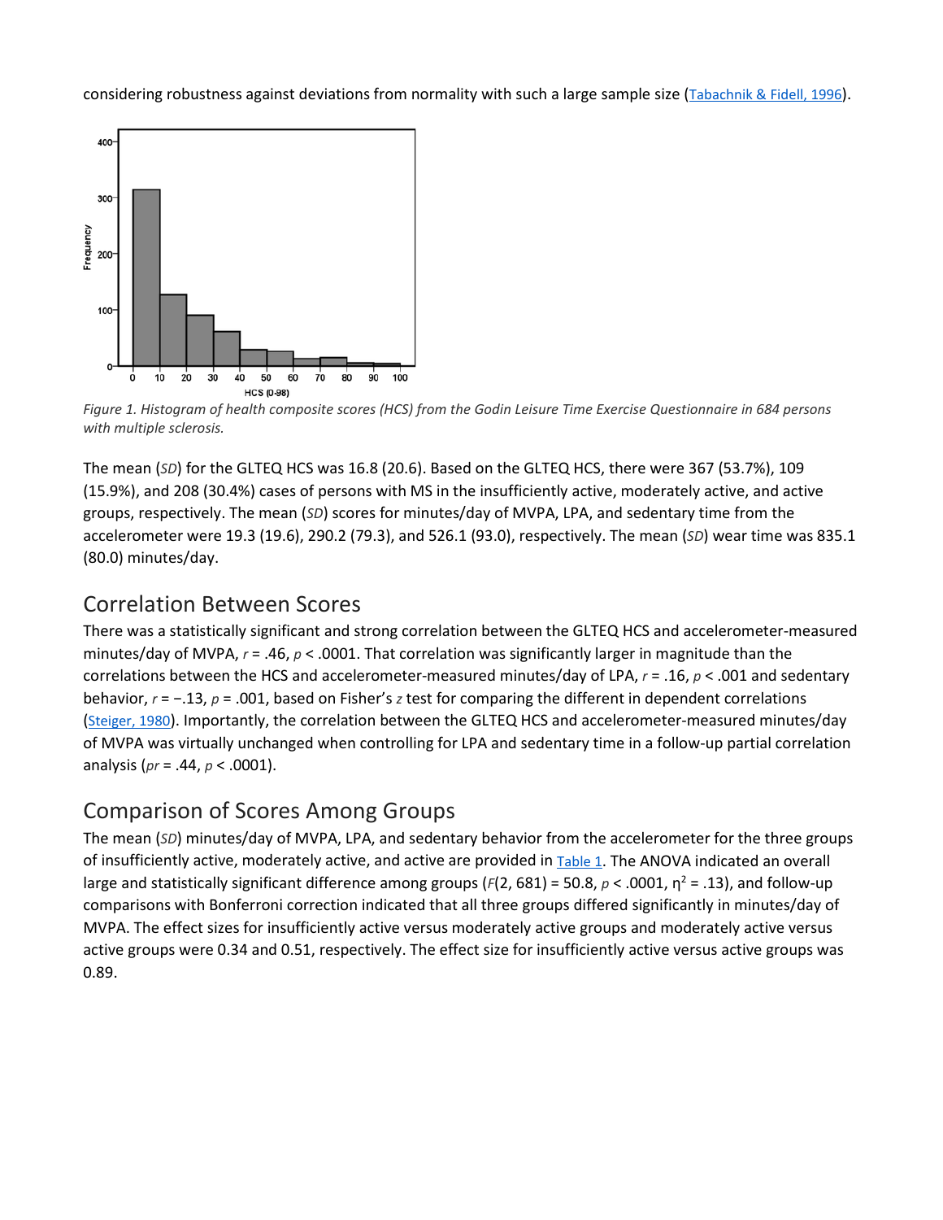considering robustness against deviations from normality with such a large sample size (Tabachnik & Fidell, 1996).

*Figure 1. Histogram of health composite scores (HCS) from the Godin Leisure Time Exercise Questionnaire in 684 persons with multiple sclerosis.*

The mean (*SD*) for the GLTEQ HCS was 16.8 (20.6). Based on the GLTEQ HCS, there were 367 (53.7%), 109 (15.9%), and 208 (30.4%) cases of persons with MS in the insufficiently active, moderately active, and active groups, respectively. The mean (*SD*) scores for minutes/day of MVPA, LPA, and sedentary time from the accelerometer were 19.3 (19.6), 290.2 (79.3), and 526.1 (93.0), respectively. The mean (*SD*) wear time was 835.1 (80.0) minutes/day.

## Correlation Between Scores

There was a statistically significant and strong correlation between the GLTEQ HCS and accelerometer-measured minutes/day of MVPA, $r = .46$, $p < .0001$. That correlation was significantly larger in magnitude than the correlations between the HCS and accelerometer-measured minutes/day of LPA, $r = .16$, $p < .001$ and sedentary behavior, $r = -.13$, $p = .001$, based on Fisher's $z$ test for comparing the different in dependent correlations (Steiger, 1980). Importantly, the correlation between the GLTEQ HCS and accelerometer-measured minutes/day of MVPA was virtually unchanged when controlling for LPA and sedentary time in a follow-up partial correlation analysis ($pr = .44$, $p < .0001$).

## Comparison of Scores Among Groups

The mean (*SD*) minutes/day of MVPA, LPA, and sedentary behavior from the accelerometer for the three groups of insufficiently active, moderately active, and active are provided in Table 1. The ANOVA indicated an overall large and statistically significant difference among groups ($F(2, 681) = 50.8$, $p < .0001$, $\eta^2 = .13$), and follow-up comparisons with Bonferroni correction indicated that all three groups differed significantly in minutes/day of MVPA. The effect sizes for insufficiently active versus moderately active groups and moderately active versus active groups were 0.34 and 0.51, respectively. The effect size for insufficiently active versus active groups was 0.89.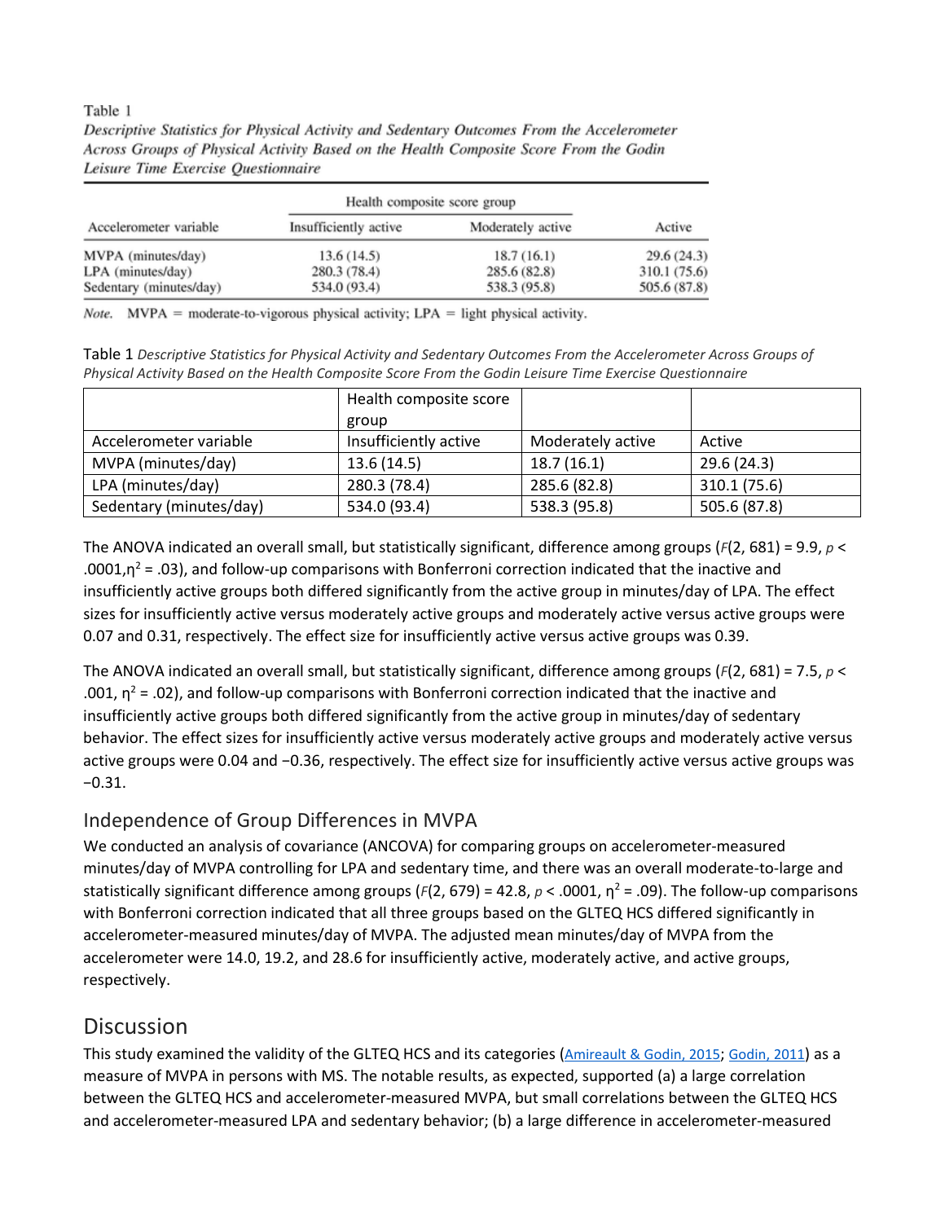Table 1 *Descriptive Statistics for Physical Activity and Sedentary Outcomes From the Accelerometer Across Groups of Physical Activity Based on the Health Composite Score From the Godin Leisure Time Exercise Questionnaire*

| | Health composite score group | | |
|---|---|---|---|
| Accelerometer variable | Insufficiently active | Moderately active | Active |
| MVPA (minutes/day) | 13.6 (14.5) | 18.7 (16.1) | 29.6 (24.3) |
| LPA (minutes/day) | 280.3 (78.4) | 285.6 (82.8) | 310.1 (75.6) |
| Sedentary (minutes/day) | 534.0 (93.4) | 538.3 (95.8) | 505.6 (87.8) |

*Note.* MVPA = moderate-to-vigorous physical activity; LPA = light physical activity.

The ANOVA indicated an overall small, but statistically significant, difference among groups ($F(2, 681) = 9.9$, $p < .0001$, $\eta^2 = .03$), and follow-up comparisons with Bonferroni correction indicated that the inactive and insufficiently active groups both differed significantly from the active group in minutes/day of LPA. The effect sizes for insufficiently active versus moderately active groups and moderately active versus active groups were 0.07 and 0.31, respectively. The effect size for insufficiently active versus active groups was 0.39.

The ANOVA indicated an overall small, but statistically significant, difference among groups ($F(2, 681) = 7.5$, $p < .001$, $\eta^2 = .02$), and follow-up comparisons with Bonferroni correction indicated that the inactive and insufficiently active groups both differed significantly from the active group in minutes/day of sedentary behavior. The effect sizes for insufficiently active versus moderately active groups and moderately active versus active groups were 0.04 and −0.36, respectively. The effect size for insufficiently active versus active groups was −0.31.

## Independence of Group Differences in MVPA

We conducted an analysis of covariance (ANCOVA) for comparing groups on accelerometer-measured minutes/day of MVPA controlling for LPA and sedentary time, and there was an overall moderate-to-large and statistically significant difference among groups ($F(2, 679) = 42.8$, $p < .0001$, $\eta^2 = .09$). The follow-up comparisons with Bonferroni correction indicated that all three groups based on the GLTEQ HCS differed significantly in accelerometer-measured minutes/day of MVPA. The adjusted mean minutes/day of MVPA from the accelerometer were 14.0, 19.2, and 28.6 for insufficiently active, moderately active, and active groups, respectively.

# Discussion

This study examined the validity of the GLTEQ HCS and its categories (Amireault & Godin, 2015; Godin, 2011) as a measure of MVPA in persons with MS. The notable results, as expected, supported (a) a large correlation between the GLTEQ HCS and accelerometer-measured MVPA, but small correlations between the GLTEQ HCS and accelerometer-measured LPA and sedentary behavior; (b) a large difference in accelerometer-measured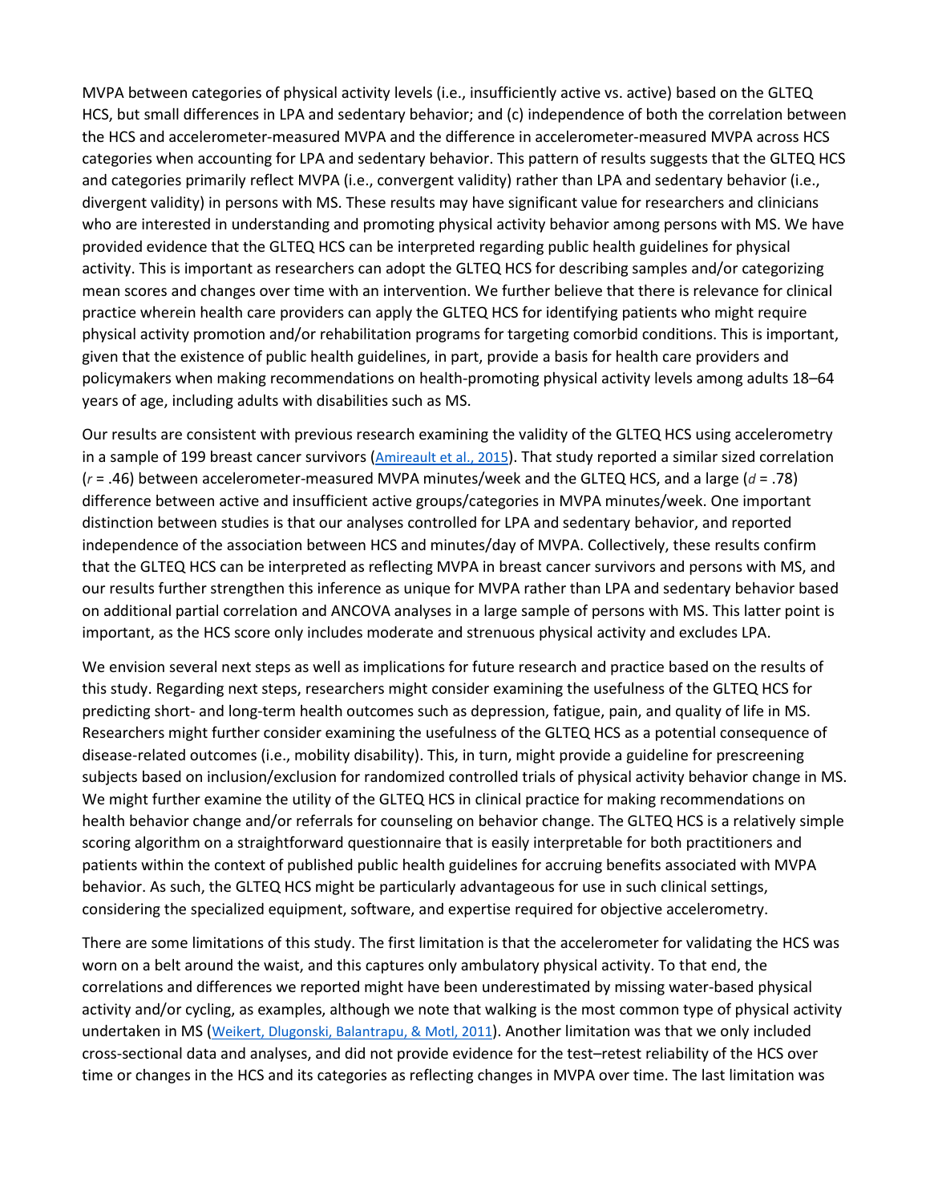MVPA between categories of physical activity levels (i.e., insufficiently active vs. active) based on the GLTEQ HCS, but small differences in LPA and sedentary behavior; and (c) independence of both the correlation between the HCS and accelerometer-measured MVPA and the difference in accelerometer-measured MVPA across HCS categories when accounting for LPA and sedentary behavior. This pattern of results suggests that the GLTEQ HCS and categories primarily reflect MVPA (i.e., convergent validity) rather than LPA and sedentary behavior (i.e., divergent validity) in persons with MS. These results may have significant value for researchers and clinicians who are interested in understanding and promoting physical activity behavior among persons with MS. We have provided evidence that the GLTEQ HCS can be interpreted regarding public health guidelines for physical activity. This is important as researchers can adopt the GLTEQ HCS for describing samples and/or categorizing mean scores and changes over time with an intervention. We further believe that there is relevance for clinical practice wherein health care providers can apply the GLTEQ HCS for identifying patients who might require physical activity promotion and/or rehabilitation programs for targeting comorbid conditions. This is important, given that the existence of public health guidelines, in part, provide a basis for health care providers and policymakers when making recommendations on health-promoting physical activity levels among adults 18–64 years of age, including adults with disabilities such as MS.

Our results are consistent with previous research examining the validity of the GLTEQ HCS using accelerometry in a sample of 199 breast cancer survivors (Amireault et al., 2015). That study reported a similar sized correlation ($r$ = .46) between accelerometer-measured MVPA minutes/week and the GLTEQ HCS, and a large ($d$ = .78) difference between active and insufficient active groups/categories in MVPA minutes/week. One important distinction between studies is that our analyses controlled for LPA and sedentary behavior, and reported independence of the association between HCS and minutes/day of MVPA. Collectively, these results confirm that the GLTEQ HCS can be interpreted as reflecting MVPA in breast cancer survivors and persons with MS, and our results further strengthen this inference as unique for MVPA rather than LPA and sedentary behavior based on additional partial correlation and ANCOVA analyses in a large sample of persons with MS. This latter point is important, as the HCS score only includes moderate and strenuous physical activity and excludes LPA.

We envision several next steps as well as implications for future research and practice based on the results of this study. Regarding next steps, researchers might consider examining the usefulness of the GLTEQ HCS for predicting short- and long-term health outcomes such as depression, fatigue, pain, and quality of life in MS. Researchers might further consider examining the usefulness of the GLTEQ HCS as a potential consequence of disease-related outcomes (i.e., mobility disability). This, in turn, might provide a guideline for prescreening subjects based on inclusion/exclusion for randomized controlled trials of physical activity behavior change in MS. We might further examine the utility of the GLTEQ HCS in clinical practice for making recommendations on health behavior change and/or referrals for counseling on behavior change. The GLTEQ HCS is a relatively simple scoring algorithm on a straightforward questionnaire that is easily interpretable for both practitioners and patients within the context of published public health guidelines for accruing benefits associated with MVPA behavior. As such, the GLTEQ HCS might be particularly advantageous for use in such clinical settings, considering the specialized equipment, software, and expertise required for objective accelerometry.

There are some limitations of this study. The first limitation is that the accelerometer for validating the HCS was worn on a belt around the waist, and this captures only ambulatory physical activity. To that end, the correlations and differences we reported might have been underestimated by missing water-based physical activity and/or cycling, as examples, although we note that walking is the most common type of physical activity undertaken in MS (Weikert, Dlugonski, Balantrapu, & Motl, 2011). Another limitation was that we only included cross-sectional data and analyses, and did not provide evidence for the test–retest reliability of the HCS over time or changes in the HCS and its categories as reflecting changes in MVPA over time. The last limitation was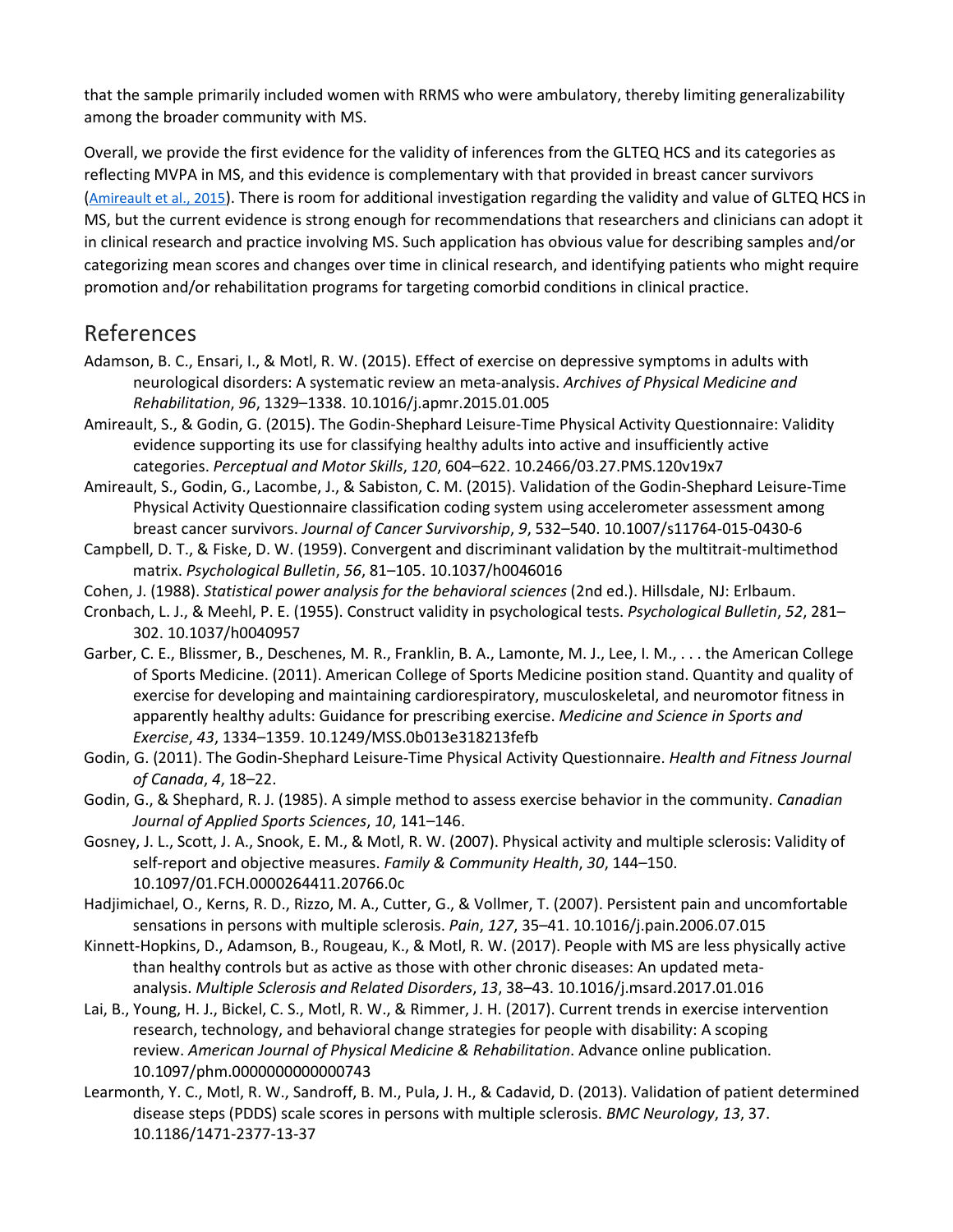that the sample primarily included women with RRMS who were ambulatory, thereby limiting generalizability among the broader community with MS.

Overall, we provide the first evidence for the validity of inferences from the GLTEQ HCS and its categories as reflecting MVPA in MS, and this evidence is complementary with that provided in breast cancer survivors (Amireault et al., 2015). There is room for additional investigation regarding the validity and value of GLTEQ HCS in MS, but the current evidence is strong enough for recommendations that researchers and clinicians can adopt it in clinical research and practice involving MS. Such application has obvious value for describing samples and/or categorizing mean scores and changes over time in clinical research, and identifying patients who might require promotion and/or rehabilitation programs for targeting comorbid conditions in clinical practice.

## References

Adamson, B. C., Ensari, I., & Motl, R. W. (2015). Effect of exercise on depressive symptoms in adults with neurological disorders: A systematic review an meta-analysis. *Archives of Physical Medicine and Rehabilitation*, *96*, 1329–1338. 10.1016/j.apmr.2015.01.005

Amireault, S., & Godin, G. (2015). The Godin-Shephard Leisure-Time Physical Activity Questionnaire: Validity evidence supporting its use for classifying healthy adults into active and insufficiently active categories. *Perceptual and Motor Skills*, *120*, 604–622. 10.2466/03.27.PMS.120v19x7

Amireault, S., Godin, G., Lacombe, J., & Sabiston, C. M. (2015). Validation of the Godin-Shephard Leisure-Time Physical Activity Questionnaire classification coding system using accelerometer assessment among breast cancer survivors. *Journal of Cancer Survivorship*, *9*, 532–540. 10.1007/s11764-015-0430-6

Campbell, D. T., & Fiske, D. W. (1959). Convergent and discriminant validation by the multitrait-multimethod matrix. *Psychological Bulletin*, *56*, 81–105. 10.1037/h0046016

Cohen, J. (1988). *Statistical power analysis for the behavioral sciences* (2nd ed.). Hillsdale, NJ: Erlbaum.

Cronbach, L. J., & Meehl, P. E. (1955). Construct validity in psychological tests. *Psychological Bulletin*, *52*, 281–302. 10.1037/h0040957

Garber, C. E., Blissmer, B., Deschenes, M. R., Franklin, B. A., Lamonte, M. J., Lee, I. M., . . . the American College of Sports Medicine. (2011). American College of Sports Medicine position stand. Quantity and quality of exercise for developing and maintaining cardiorespiratory, musculoskeletal, and neuromotor fitness in apparently healthy adults: Guidance for prescribing exercise. *Medicine and Science in Sports and Exercise*, *43*, 1334–1359. 10.1249/MSS.0b013e318213fefb

Godin, G. (2011). The Godin-Shephard Leisure-Time Physical Activity Questionnaire. *Health and Fitness Journal of Canada*, *4*, 18–22.

Godin, G., & Shephard, R. J. (1985). A simple method to assess exercise behavior in the community. *Canadian Journal of Applied Sports Sciences*, *10*, 141–146.

Gosney, J. L., Scott, J. A., Snook, E. M., & Motl, R. W. (2007). Physical activity and multiple sclerosis: Validity of self-report and objective measures. *Family & Community Health*, *30*, 144–150. 10.1097/01.FCH.0000264411.20766.0c

Hadjimichael, O., Kerns, R. D., Rizzo, M. A., Cutter, G., & Vollmer, T. (2007). Persistent pain and uncomfortable sensations in persons with multiple sclerosis. *Pain*, *127*, 35–41. 10.1016/j.pain.2006.07.015

Kinnett-Hopkins, D., Adamson, B., Rougeau, K., & Motl, R. W. (2017). People with MS are less physically active than healthy controls but as active as those with other chronic diseases: An updated meta-analysis. *Multiple Sclerosis and Related Disorders*, *13*, 38–43. 10.1016/j.msard.2017.01.016

Lai, B., Young, H. J., Bickel, C. S., Motl, R. W., & Rimmer, J. H. (2017). Current trends in exercise intervention research, technology, and behavioral change strategies for people with disability: A scoping review. *American Journal of Physical Medicine & Rehabilitation*. Advance online publication. 10.1097/phm.0000000000000743

Learmonth, Y. C., Motl, R. W., Sandroff, B. M., Pula, J. H., & Cadavid, D. (2013). Validation of patient determined disease steps (PDDS) scale scores in persons with multiple sclerosis. *BMC Neurology*, *13*, 37. 10.1186/1471-2377-13-37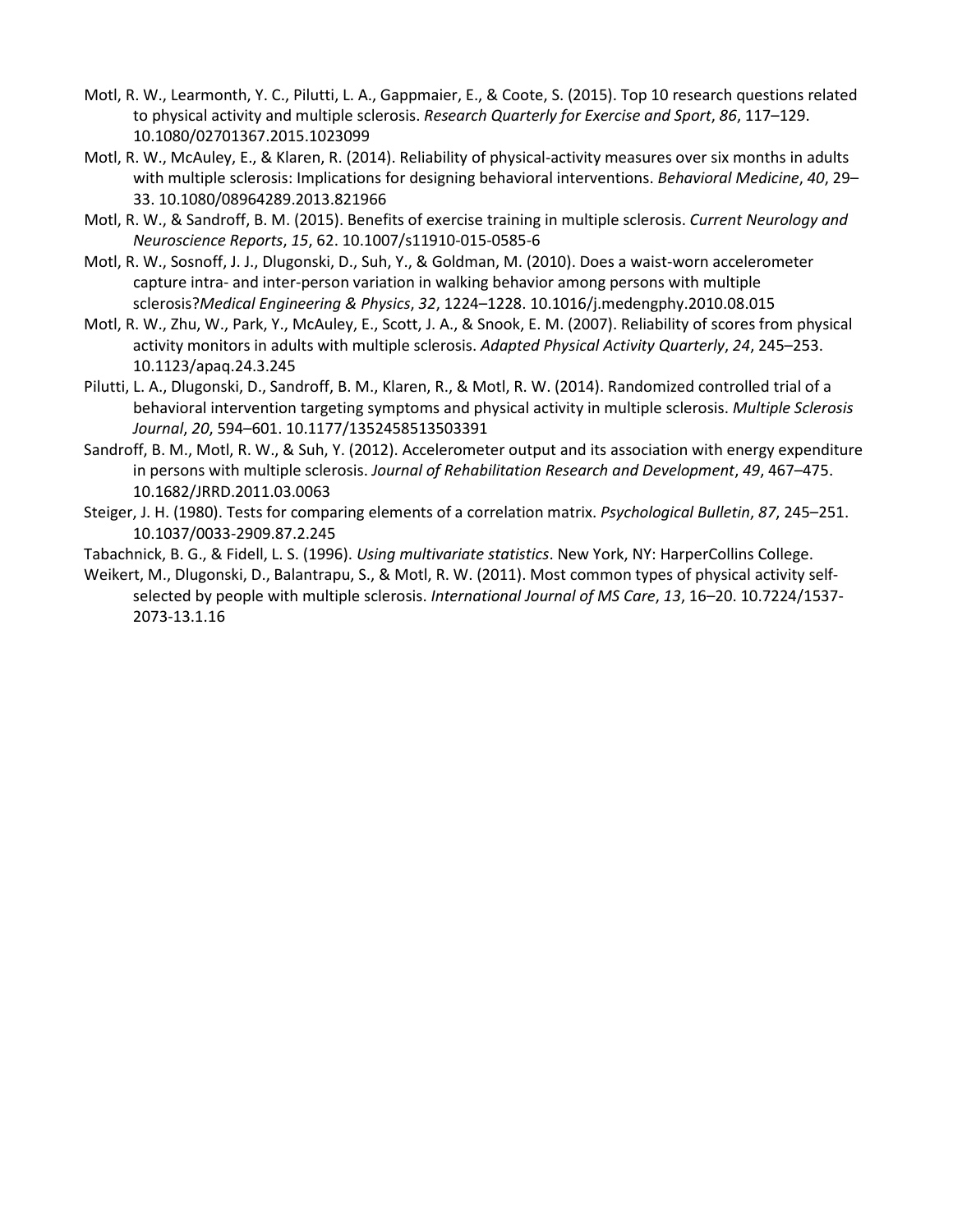Motl, R. W., Learmonth, Y. C., Pilutti, L. A., Gappmaier, E., & Coote, S. (2015). Top 10 research questions related to physical activity and multiple sclerosis. *Research Quarterly for Exercise and Sport*, *86*, 117–129. 10.1080/02701367.2015.1023099

Motl, R. W., McAuley, E., & Klaren, R. (2014). Reliability of physical-activity measures over six months in adults with multiple sclerosis: Implications for designing behavioral interventions. *Behavioral Medicine*, *40*, 29–33. 10.1080/08964289.2013.821966

Motl, R. W., & Sandroff, B. M. (2015). Benefits of exercise training in multiple sclerosis. *Current Neurology and Neuroscience Reports*, *15*, 62. 10.1007/s11910-015-0585-6

Motl, R. W., Sosnoff, J. J., Dlugonski, D., Suh, Y., & Goldman, M. (2010). Does a waist-worn accelerometer capture intra- and inter-person variation in walking behavior among persons with multiple sclerosis?*Medical Engineering & Physics*, *32*, 1224–1228. 10.1016/j.medengphy.2010.08.015

Motl, R. W., Zhu, W., Park, Y., McAuley, E., Scott, J. A., & Snook, E. M. (2007). Reliability of scores from physical activity monitors in adults with multiple sclerosis. *Adapted Physical Activity Quarterly*, *24*, 245–253. 10.1123/apaq.24.3.245

Pilutti, L. A., Dlugonski, D., Sandroff, B. M., Klaren, R., & Motl, R. W. (2014). Randomized controlled trial of a behavioral intervention targeting symptoms and physical activity in multiple sclerosis. *Multiple Sclerosis Journal*, *20*, 594–601. 10.1177/1352458513503391

Sandroff, B. M., Motl, R. W., & Suh, Y. (2012). Accelerometer output and its association with energy expenditure in persons with multiple sclerosis. *Journal of Rehabilitation Research and Development*, *49*, 467–475. 10.1682/JRRD.2011.03.0063

Steiger, J. H. (1980). Tests for comparing elements of a correlation matrix. *Psychological Bulletin*, *87*, 245–251. 10.1037/0033-2909.87.2.245

Tabachnick, B. G., & Fidell, L. S. (1996). *Using multivariate statistics*. New York, NY: HarperCollins College.

Weikert, M., Dlugonski, D., Balantrapu, S., & Motl, R. W. (2011). Most common types of physical activity self-selected by people with multiple sclerosis. *International Journal of MS Care*, *13*, 16–20. 10.7224/1537-2073-13.1.16